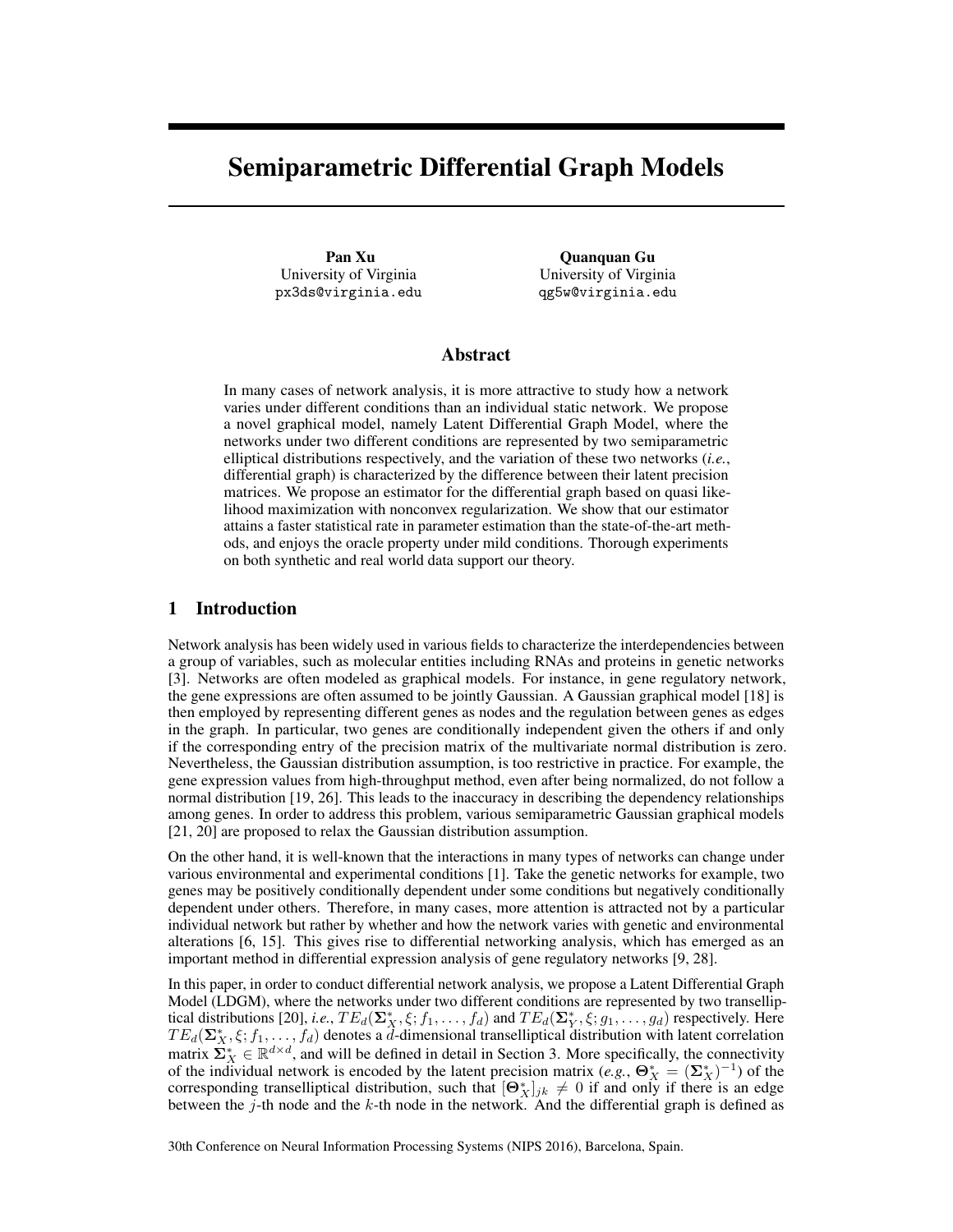# Semiparametric Differential Graph Models

**Pan Xu**
University of Virginia
px3ds@virginia.edu

**Quanquan Gu**
University of Virginia
qg5w@virginia.edu

## Abstract

In many cases of network analysis, it is more attractive to study how a network varies under different conditions than an individual static network. We propose a novel graphical model, namely Latent Differential Graph Model, where the networks under two different conditions are represented by two semiparametric elliptical distributions respectively, and the variation of these two networks (*i.e.*, differential graph) is characterized by the difference between their latent precision matrices. We propose an estimator for the differential graph based on quasi likelihood maximization with nonconvex regularization. We show that our estimator attains a faster statistical rate in parameter estimation than the state-of-the-art methods, and enjoys the oracle property under mild conditions. Thorough experiments on both synthetic and real world data support our theory.

## 1 Introduction

Network analysis has been widely used in various fields to characterize the interdependencies between a group of variables, such as molecular entities including RNAs and proteins in genetic networks [3]. Networks are often modeled as graphical models. For instance, in gene regulatory network, the gene expressions are often assumed to be jointly Gaussian. A Gaussian graphical model [18] is then employed by representing different genes as nodes and the regulation between genes as edges in the graph. In particular, two genes are conditionally independent given the others if and only if the corresponding entry of the precision matrix of the multivariate normal distribution is zero. Nevertheless, the Gaussian distribution assumption, is too restrictive in practice. For example, the gene expression values from high-throughput method, even after being normalized, do not follow a normal distribution [19, 26]. This leads to the inaccuracy in describing the dependency relationships among genes. In order to address this problem, various semiparametric Gaussian graphical models [21, 20] are proposed to relax the Gaussian distribution assumption.

On the other hand, it is well-known that the interactions in many types of networks can change under various environmental and experimental conditions [1]. Take the genetic networks for example, two genes may be positively conditionally dependent under some conditions but negatively conditionally dependent under others. Therefore, in many cases, more attention is attracted not by a particular individual network but rather by whether and how the network varies with genetic and environmental alterations [6, 15]. This gives rise to differential networking analysis, which has emerged as an important method in differential expression analysis of gene regulatory networks [9, 28].

In this paper, in order to conduct differential network analysis, we propose a Latent Differential Graph Model (LDGM), where the networks under two different conditions are represented by two transelliptical distributions [20], *i.e.*, $TE_d(\mathbf{\Sigma}_X^*, \xi; f_1, \ldots, f_d)$ and $TE_d(\mathbf{\Sigma}_Y^*, \xi; g_1, \ldots, g_d)$ respectively. Here $TE_d(\mathbf{\Sigma}_X^*, \xi; f_1, \ldots, f_d)$ denotes a $d$-dimensional transelliptical distribution with latent correlation matrix $\mathbf{\Sigma}_X^* \in \mathbb{R}^{d \times d}$, and will be defined in detail in Section 3. More specifically, the connectivity of the individual network is encoded by the latent precision matrix (*e.g.*, $\mathbf{\Theta}_X^* = (\mathbf{\Sigma}_X^*)^{-1}$) of the corresponding transelliptical distribution, such that $[\mathbf{\Theta}_X^*]_{jk} \neq 0$ if and only if there is an edge between the $j$-th node and the $k$-th node in the network. And the differential graph is defined as

30th Conference on Neural Information Processing Systems (NIPS 2016), Barcelona, Spain.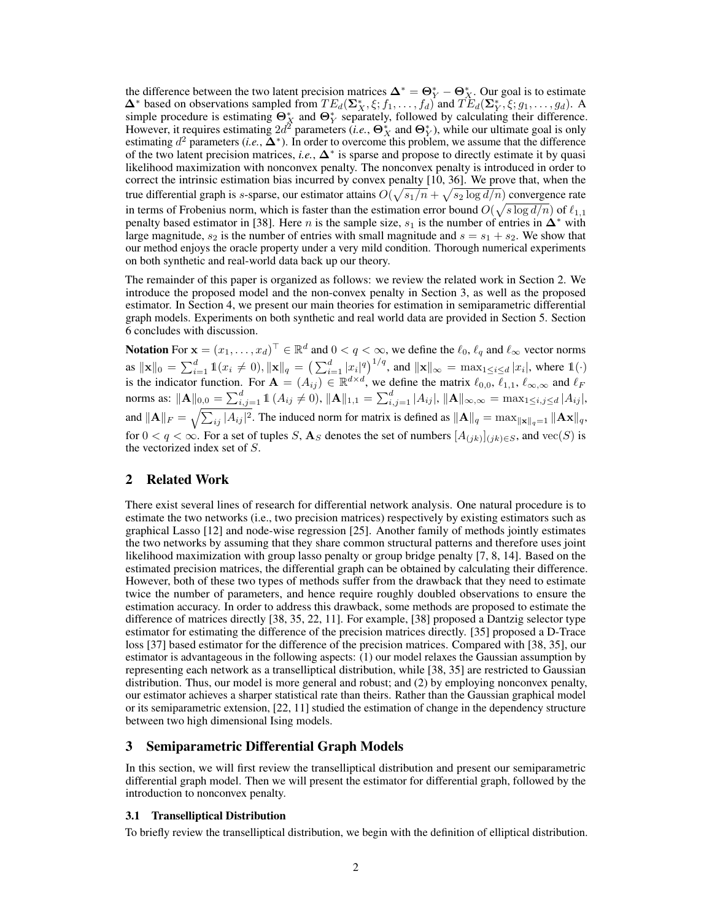the difference between the two latent precision matrices $\mathbf{\Delta}^* = \mathbf{\Theta}_Y^* - \mathbf{\Theta}_X^*$. Our goal is to estimate $\mathbf{\Delta}^*$ based on observations sampled from $TE_d(\mathbf{\Sigma}_X^*, \xi; f_1, \ldots, f_d)$ and $TE_d(\mathbf{\Sigma}_Y^*, \xi; g_1, \ldots, g_d)$. A simple procedure is estimating $\mathbf{\Theta}_X^*$ and $\mathbf{\Theta}_Y^*$ separately, followed by calculating their difference. However, it requires estimating $2d^2$ parameters (*i.e.*, $\mathbf{\Theta}_X^*$ and $\mathbf{\Theta}_Y^*$), while our ultimate goal is only estimating $d^2$ parameters (*i.e.*, $\mathbf{\Delta}^*$). In order to overcome this problem, we assume that the difference of the two latent precision matrices, *i.e.*, $\mathbf{\Delta}^*$ is sparse and propose to directly estimate it by quasi likelihood maximization with nonconvex penalty. The nonconvex penalty is introduced in order to correct the intrinsic estimation bias incurred by convex penalty [10, 36]. We prove that, when the true differential graph is $s$-sparse, our estimator attains $O(\sqrt{s_1/n} + \sqrt{s_2 \log d/n})$ convergence rate in terms of Frobenius norm, which is faster than the estimation error bound $O(\sqrt{s \log d/n})$ of $\ell_{1,1}$ penalty based estimator in [38]. Here $n$ is the sample size, $s_1$ is the number of entries in $\mathbf{\Delta}^*$ with large magnitude, $s_2$ is the number of entries with small magnitude and $s = s_1 + s_2$. We show that our method enjoys the oracle property under a very mild condition. Thorough numerical experiments on both synthetic and real-world data back up our theory.

The remainder of this paper is organized as follows: we review the related work in Section 2. We introduce the proposed model and the non-convex penalty in Section 3, as well as the proposed estimator. In Section 4, we present our main theories for estimation in semiparametric differential graph models. Experiments on both synthetic and real world data are provided in Section 5. Section 6 concludes with discussion.

**Notation** For $\mathbf{x} = (x_1, \ldots, x_d)^\top \in \mathbb{R}^d$ and $0 < q < \infty$, we define the $\ell_0$, $\ell_q$ and $\ell_\infty$ vector norms as $\|\mathbf{x}\|_0 = \sum_{i=1}^d \mathbb{1}(x_i \neq 0)$, $\|\mathbf{x}\|_q = \big(\sum_{i=1}^d |x_i|^q\big)^{1/q}$, and $\|\mathbf{x}\|_\infty = \max_{1 \le i \le d} |x_i|$, where $\mathbb{1}(\cdot)$ is the indicator function. For $\mathbf{A} = (A_{ij}) \in \mathbb{R}^{d \times d}$, we define the matrix $\ell_{0,0}$, $\ell_{1,1}$, $\ell_{\infty,\infty}$ and $\ell_F$ norms as: $\|\mathbf{A}\|_{0,0} = \sum_{i,j=1}^d \mathbb{1}(A_{ij} \neq 0)$, $\|\mathbf{A}\|_{1,1} = \sum_{i,j=1}^d |A_{ij}|$, $\|\mathbf{A}\|_{\infty,\infty} = \max_{1 \le i,j \le d} |A_{ij}|$, and $\|\mathbf{A}\|_F = \sqrt{\sum_{ij} |A_{ij}|^2}$. The induced norm for matrix is defined as $\|\mathbf{A}\|_q = \max_{\|\mathbf{x}\|_q = 1} \|\mathbf{A}\mathbf{x}\|_q$, for $0 < q < \infty$. For a set of tuples $S$, $\mathbf{A}_S$ denotes the set of numbers $[A_{(jk)}]_{(jk) \in S}$, and $\text{vec}(S)$ is the vectorized index set of $S$.

## 2 Related Work

There exist several lines of research for differential network analysis. One natural procedure is to estimate the two networks (i.e., two precision matrices) respectively by existing estimators such as graphical Lasso [12] and node-wise regression [25]. Another family of methods jointly estimates the two networks by assuming that they share common structural patterns and therefore uses joint likelihood maximization with group lasso penalty or group bridge penalty [7, 8, 14]. Based on the estimated precision matrices, the differential graph can be obtained by calculating their difference. However, both of these two types of methods suffer from the drawback that they need to estimate twice the number of parameters, and hence require roughly doubled observations to ensure the estimation accuracy. In order to address this drawback, some methods are proposed to estimate the difference of matrices directly [38, 35, 22, 11]. For example, [38] proposed a Dantzig selector type estimator for estimating the difference of the precision matrices directly. [35] proposed a D-Trace loss [37] based estimator for the difference of the precision matrices. Compared with [38, 35], our estimator is advantageous in the following aspects: (1) our model relaxes the Gaussian assumption by representing each network as a transelliptical distribution, while [38, 35] are restricted to Gaussian distribution. Thus, our model is more general and robust; and (2) by employing nonconvex penalty, our estimator achieves a sharper statistical rate than theirs. Rather than the Gaussian graphical model or its semiparametric extension, [22, 11] studied the estimation of change in the dependency structure between two high dimensional Ising models.

## 3 Semiparametric Differential Graph Models

In this section, we will first review the transelliptical distribution and present our semiparametric differential graph model. Then we will present the estimator for differential graph, followed by the introduction to nonconvex penalty.

### 3.1 Transelliptical Distribution

To briefly review the transelliptical distribution, we begin with the definition of elliptical distribution.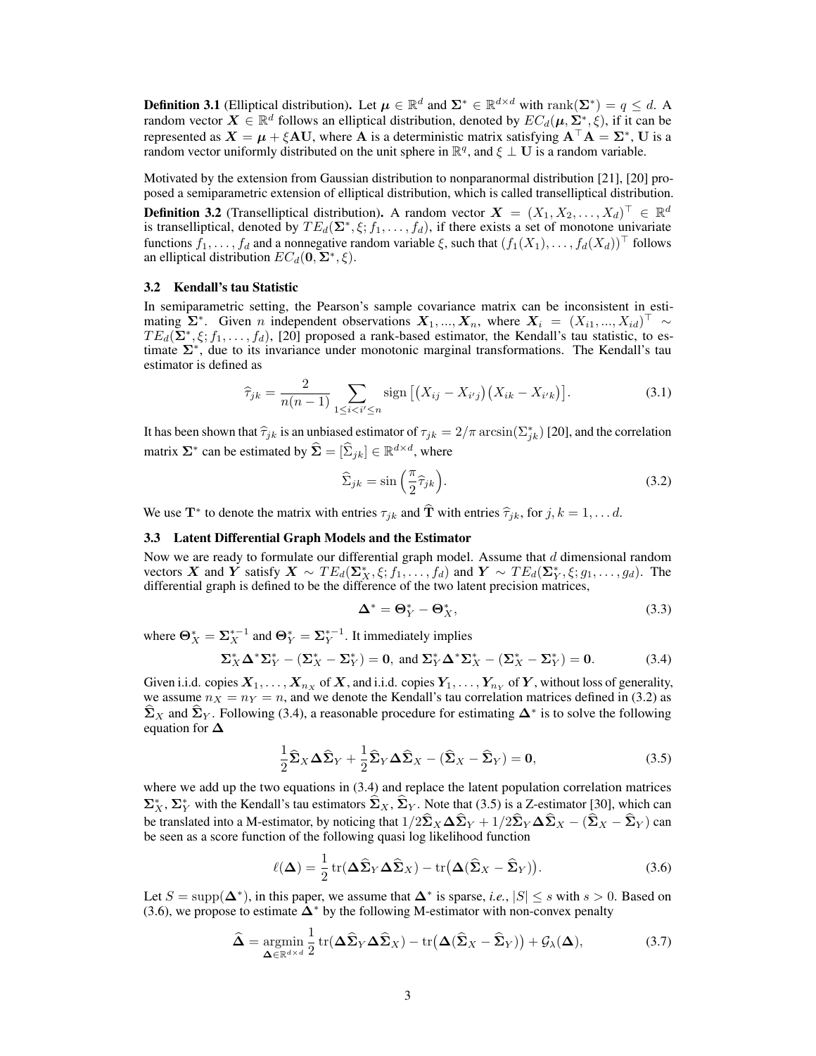**Definition 3.1** (Elliptical distribution)**.** Let $\boldsymbol{\mu} \in \mathbb{R}^d$ and $\boldsymbol{\Sigma}^* \in \mathbb{R}^{d\times d}$ with $\mathrm{rank}(\boldsymbol{\Sigma}^*) = q \leq d$. A random vector $\boldsymbol{X} \in \mathbb{R}^d$ follows an elliptical distribution, denoted by $EC_d(\boldsymbol{\mu}, \boldsymbol{\Sigma}^*, \xi)$, if it can be represented as $\boldsymbol{X} = \boldsymbol{\mu} + \xi \mathbf{A}\mathbf{U}$, where $\mathbf{A}$ is a deterministic matrix satisfying $\mathbf{A}^\top \mathbf{A} = \boldsymbol{\Sigma}^*$, $\mathbf{U}$ is a random vector uniformly distributed on the unit sphere in $\mathbb{R}^q$, and $\xi \perp \mathbf{U}$ is a random variable.

Motivated by the extension from Gaussian distribution to nonparanormal distribution [21], [20] proposed a semiparametric extension of elliptical distribution, which is called transelliptical distribution.

**Definition 3.2** (Transelliptical distribution)**.** A random vector $\boldsymbol{X} = (X_1, X_2, \ldots, X_d)^\top \in \mathbb{R}^d$ is transelliptical, denoted by $TE_d(\boldsymbol{\Sigma}^*, \xi; f_1, \ldots, f_d)$, if there exists a set of monotone univariate functions $f_1, \ldots, f_d$ and a nonnegative random variable $\xi$, such that $(f_1(X_1), \ldots, f_d(X_d))^\top$ follows an elliptical distribution $EC_d(\mathbf{0}, \boldsymbol{\Sigma}^*, \xi)$.

### 3.2 Kendall's tau Statistic

In semiparametric setting, the Pearson's sample covariance matrix can be inconsistent in estimating $\boldsymbol{\Sigma}^*$. Given $n$ independent observations $\boldsymbol{X}_1, ..., \boldsymbol{X}_n$, where $\boldsymbol{X}_i = (X_{i1}, ..., X_{id})^\top \sim TE_d(\boldsymbol{\Sigma}^*, \xi; f_1, \ldots, f_d)$, [20] proposed a rank-based estimator, the Kendall's tau statistic, to estimate $\boldsymbol{\Sigma}^*$, due to its invariance under monotonic marginal transformations. The Kendall's tau estimator is defined as

$$\widehat{\tau}_{jk} = \frac{2}{n(n-1)} \sum_{1 \leq i < i' \leq n} \mathrm{sign}\big[\big(X_{ij} - X_{i'j}\big)\big(X_{ik} - X_{i'k}\big)\big]. \tag{3.1}$$

It has been shown that $\widehat{\tau}_{jk}$ is an unbiased estimator of $\tau_{jk} = 2/\pi \arcsin(\Sigma^*_{jk})$ [20], and the correlation matrix $\boldsymbol{\Sigma}^*$ can be estimated by $\widehat{\boldsymbol{\Sigma}} = [\widehat{\Sigma}_{jk}] \in \mathbb{R}^{d\times d}$, where

$$\widehat{\Sigma}_{jk} = \sin\Big(\frac{\pi}{2}\widehat{\tau}_{jk}\Big). \tag{3.2}$$

We use $\mathbf{T}^*$ to denote the matrix with entries $\tau_{jk}$ and $\widehat{\mathbf{T}}$ with entries $\widehat{\tau}_{jk}$, for $j, k = 1, \ldots d$.

### 3.3 Latent Differential Graph Models and the Estimator

Now we are ready to formulate our differential graph model. Assume that $d$ dimensional random vectors $\boldsymbol{X}$ and $\boldsymbol{Y}$ satisfy $\boldsymbol{X} \sim TE_d(\boldsymbol{\Sigma}_X^*, \xi; f_1, \ldots, f_d)$ and $\boldsymbol{Y} \sim TE_d(\boldsymbol{\Sigma}_Y^*, \xi; g_1, \ldots, g_d)$. The differential graph is defined to be the difference of the two latent precision matrices,

$$\boldsymbol{\Delta}^* = \boldsymbol{\Theta}_Y^* - \boldsymbol{\Theta}_X^*, \tag{3.3}$$

where $\boldsymbol{\Theta}_X^* = \boldsymbol{\Sigma}_X^{*-1}$ and $\boldsymbol{\Theta}_Y^* = \boldsymbol{\Sigma}_Y^{*-1}$. It immediately implies

$$\boldsymbol{\Sigma}_X^* \boldsymbol{\Delta}^* \boldsymbol{\Sigma}_Y^* - (\boldsymbol{\Sigma}_X^* - \boldsymbol{\Sigma}_Y^*) = \mathbf{0}, \text{ and } \boldsymbol{\Sigma}_Y^* \boldsymbol{\Delta}^* \boldsymbol{\Sigma}_X^* - (\boldsymbol{\Sigma}_X^* - \boldsymbol{\Sigma}_Y^*) = \mathbf{0}. \tag{3.4}$$

Given i.i.d. copies $\boldsymbol{X}_1, \ldots, \boldsymbol{X}_{n_X}$ of $\boldsymbol{X}$, and i.i.d. copies $\boldsymbol{Y}_1, \ldots, \boldsymbol{Y}_{n_Y}$ of $\boldsymbol{Y}$, without loss of generality, we assume $n_X = n_Y = n$, and we denote the Kendall's tau correlation matrices defined in (3.2) as $\widehat{\boldsymbol{\Sigma}}_X$ and $\widehat{\boldsymbol{\Sigma}}_Y$. Following (3.4), a reasonable procedure for estimating $\boldsymbol{\Delta}^*$ is to solve the following equation for $\boldsymbol{\Delta}$

$$\frac{1}{2}\widehat{\boldsymbol{\Sigma}}_X \boldsymbol{\Delta} \widehat{\boldsymbol{\Sigma}}_Y + \frac{1}{2}\widehat{\boldsymbol{\Sigma}}_Y \boldsymbol{\Delta} \widehat{\boldsymbol{\Sigma}}_X - (\widehat{\boldsymbol{\Sigma}}_X - \widehat{\boldsymbol{\Sigma}}_Y) = \mathbf{0}, \tag{3.5}$$

where we add up the two equations in (3.4) and replace the latent population correlation matrices $\boldsymbol{\Sigma}_X^*, \boldsymbol{\Sigma}_Y^*$ with the Kendall's tau estimators $\widehat{\boldsymbol{\Sigma}}_X, \widehat{\boldsymbol{\Sigma}}_Y$. Note that (3.5) is a Z-estimator [30], which can be translated into a M-estimator, by noticing that $1/2\widehat{\boldsymbol{\Sigma}}_X \boldsymbol{\Delta} \widehat{\boldsymbol{\Sigma}}_Y + 1/2\widehat{\boldsymbol{\Sigma}}_Y \boldsymbol{\Delta} \widehat{\boldsymbol{\Sigma}}_X - (\widehat{\boldsymbol{\Sigma}}_X - \widehat{\boldsymbol{\Sigma}}_Y)$ can be seen as a score function of the following quasi log likelihood function

$$\ell(\boldsymbol{\Delta}) = \frac{1}{2}\,\mathrm{tr}(\boldsymbol{\Delta}\widehat{\boldsymbol{\Sigma}}_Y \boldsymbol{\Delta} \widehat{\boldsymbol{\Sigma}}_X) - \mathrm{tr}\big(\boldsymbol{\Delta}(\widehat{\boldsymbol{\Sigma}}_X - \widehat{\boldsymbol{\Sigma}}_Y)\big). \tag{3.6}$$

Let $S = \mathrm{supp}(\boldsymbol{\Delta}^*)$, in this paper, we assume that $\boldsymbol{\Delta}^*$ is sparse, *i.e.*, $|S| \leq s$ with $s > 0$. Based on (3.6), we propose to estimate $\boldsymbol{\Delta}^*$ by the following M-estimator with non-convex penalty

$$\widehat{\boldsymbol{\Delta}} = \underset{\boldsymbol{\Delta}\in\mathbb{R}^{d\times d}}{\mathrm{argmin}}\, \frac{1}{2}\,\mathrm{tr}(\boldsymbol{\Delta}\widehat{\boldsymbol{\Sigma}}_Y \boldsymbol{\Delta} \widehat{\boldsymbol{\Sigma}}_X) - \mathrm{tr}\big(\boldsymbol{\Delta}(\widehat{\boldsymbol{\Sigma}}_X - \widehat{\boldsymbol{\Sigma}}_Y)\big) + \mathcal{G}_\lambda(\boldsymbol{\Delta}), \tag{3.7}$$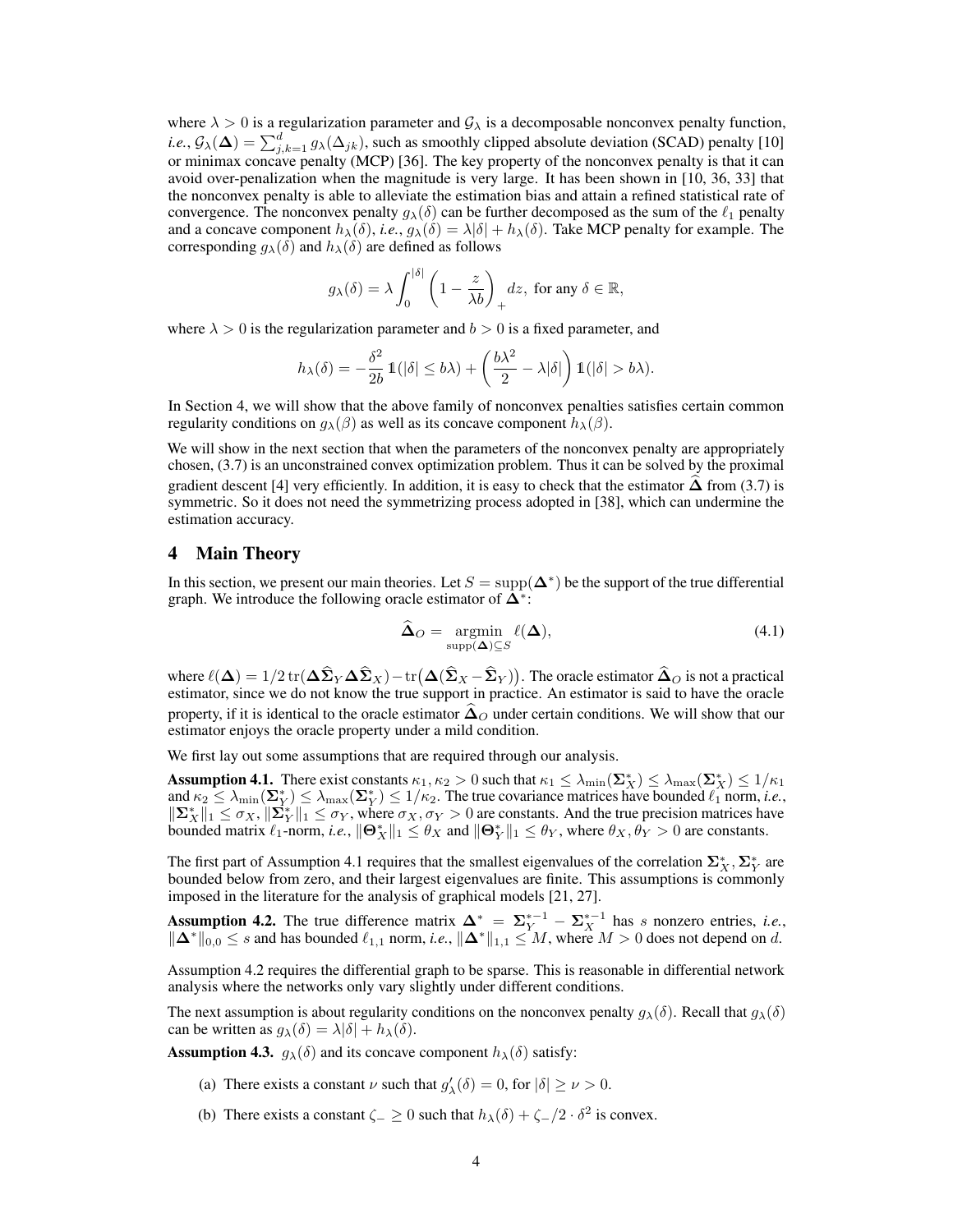where $\lambda > 0$ is a regularization parameter and $\mathcal{G}_\lambda$ is a decomposable nonconvex penalty function, *i.e.*, $\mathcal{G}_\lambda(\mathbf{\Delta}) = \sum_{j,k=1}^d g_\lambda(\Delta_{jk})$, such as smoothly clipped absolute deviation (SCAD) penalty [10] or minimax concave penalty (MCP) [36]. The key property of the nonconvex penalty is that it can avoid over-penalization when the magnitude is very large. It has been shown in [10, 36, 33] that the nonconvex penalty is able to alleviate the estimation bias and attain a refined statistical rate of convergence. The nonconvex penalty $g_\lambda(\delta)$ can be further decomposed as the sum of the $\ell_1$ penalty and a concave component $h_\lambda(\delta)$, *i.e.*, $g_\lambda(\delta) = \lambda|\delta| + h_\lambda(\delta)$. Take MCP penalty for example. The corresponding $g_\lambda(\delta)$ and $h_\lambda(\delta)$ are defined as follows

$$g_\lambda(\delta) = \lambda \int_0^{|\delta|} \left(1 - \frac{z}{\lambda b}\right)_+ dz, \text{ for any } \delta \in \mathbb{R},$$

where $\lambda > 0$ is the regularization parameter and $b > 0$ is a fixed parameter, and

$$h_\lambda(\delta) = -\frac{\delta^2}{2b}\mathbb{1}(|\delta| \le b\lambda) + \left(\frac{b\lambda^2}{2} - \lambda|\delta|\right)\mathbb{1}(|\delta| > b\lambda).$$

In Section 4, we will show that the above family of nonconvex penalties satisfies certain common regularity conditions on $g_\lambda(\beta)$ as well as its concave component $h_\lambda(\beta)$.

We will show in the next section that when the parameters of the nonconvex penalty are appropriately chosen, (3.7) is an unconstrained convex optimization problem. Thus it can be solved by the proximal gradient descent [4] very efficiently. In addition, it is easy to check that the estimator $\widehat{\mathbf{\Delta}}$ from (3.7) is symmetric. So it does not need the symmetrizing process adopted in [38], which can undermine the estimation accuracy.

## 4 Main Theory

In this section, we present our main theories. Let $S = \operatorname{supp}(\mathbf{\Delta}^*)$ be the support of the true differential graph. We introduce the following oracle estimator of $\mathbf{\Delta}^*$:

$$\widehat{\mathbf{\Delta}}_O = \operatorname*{argmin}_{\operatorname{supp}(\mathbf{\Delta}) \subseteq S} \ell(\mathbf{\Delta}), \tag{4.1}$$

where $\ell(\mathbf{\Delta}) = 1/2 \operatorname{tr}(\mathbf{\Delta}\widehat{\mathbf{\Sigma}}_Y \mathbf{\Delta}\widehat{\mathbf{\Sigma}}_X) - \operatorname{tr}\big(\mathbf{\Delta}(\widehat{\mathbf{\Sigma}}_X - \widehat{\mathbf{\Sigma}}_Y)\big)$. The oracle estimator $\widehat{\mathbf{\Delta}}_O$ is not a practical estimator, since we do not know the true support in practice. An estimator is said to have the oracle property, if it is identical to the oracle estimator $\widehat{\mathbf{\Delta}}_O$ under certain conditions. We will show that our estimator enjoys the oracle property under a mild condition.

We first lay out some assumptions that are required through our analysis.

**Assumption 4.1.** There exist constants $\kappa_1, \kappa_2 > 0$ such that $\kappa_1 \le \lambda_{\min}(\mathbf{\Sigma}_X^*) \le \lambda_{\max}(\mathbf{\Sigma}_X^*) \le 1/\kappa_1$ and $\kappa_2 \le \lambda_{\min}(\mathbf{\Sigma}_Y^*) \le \lambda_{\max}(\mathbf{\Sigma}_Y^*) \le 1/\kappa_2$. The true covariance matrices have bounded $\ell_1$ norm, *i.e.*, $\|\mathbf{\Sigma}_X^*\|_1 \le \sigma_X$, $\|\mathbf{\Sigma}_Y^*\|_1 \le \sigma_Y$, where $\sigma_X, \sigma_Y > 0$ are constants. And the true precision matrices have bounded matrix $\ell_1$-norm, *i.e.*, $\|\mathbf{\Theta}_X^*\|_1 \le \theta_X$ and $\|\mathbf{\Theta}_Y^*\|_1 \le \theta_Y$, where $\theta_X, \theta_Y > 0$ are constants.

The first part of Assumption 4.1 requires that the smallest eigenvalues of the correlation $\mathbf{\Sigma}_X^*, \mathbf{\Sigma}_Y^*$ are bounded below from zero, and their largest eigenvalues are finite. This assumptions is commonly imposed in the literature for the analysis of graphical models [21, 27].

**Assumption 4.2.** The true difference matrix $\mathbf{\Delta}^* = \mathbf{\Sigma}_Y^{*-1} - \mathbf{\Sigma}_X^{*-1}$ has $s$ nonzero entries, *i.e.*, $\|\mathbf{\Delta}^*\|_{0,0} \le s$ and has bounded $\ell_{1,1}$ norm, *i.e.*, $\|\mathbf{\Delta}^*\|_{1,1} \le M$, where $M > 0$ does not depend on $d$.

Assumption 4.2 requires the differential graph to be sparse. This is reasonable in differential network analysis where the networks only vary slightly under different conditions.

The next assumption is about regularity conditions on the nonconvex penalty $g_\lambda(\delta)$. Recall that $g_\lambda(\delta)$ can be written as $g_\lambda(\delta) = \lambda|\delta| + h_\lambda(\delta)$.

**Assumption 4.3.** $g_\lambda(\delta)$ and its concave component $h_\lambda(\delta)$ satisfy:

(a) There exists a constant $\nu$ such that $g'_\lambda(\delta) = 0$, for $|\delta| \ge \nu > 0$.

(b) There exists a constant $\zeta_- \ge 0$ such that $h_\lambda(\delta) + \zeta_-/2 \cdot \delta^2$ is convex.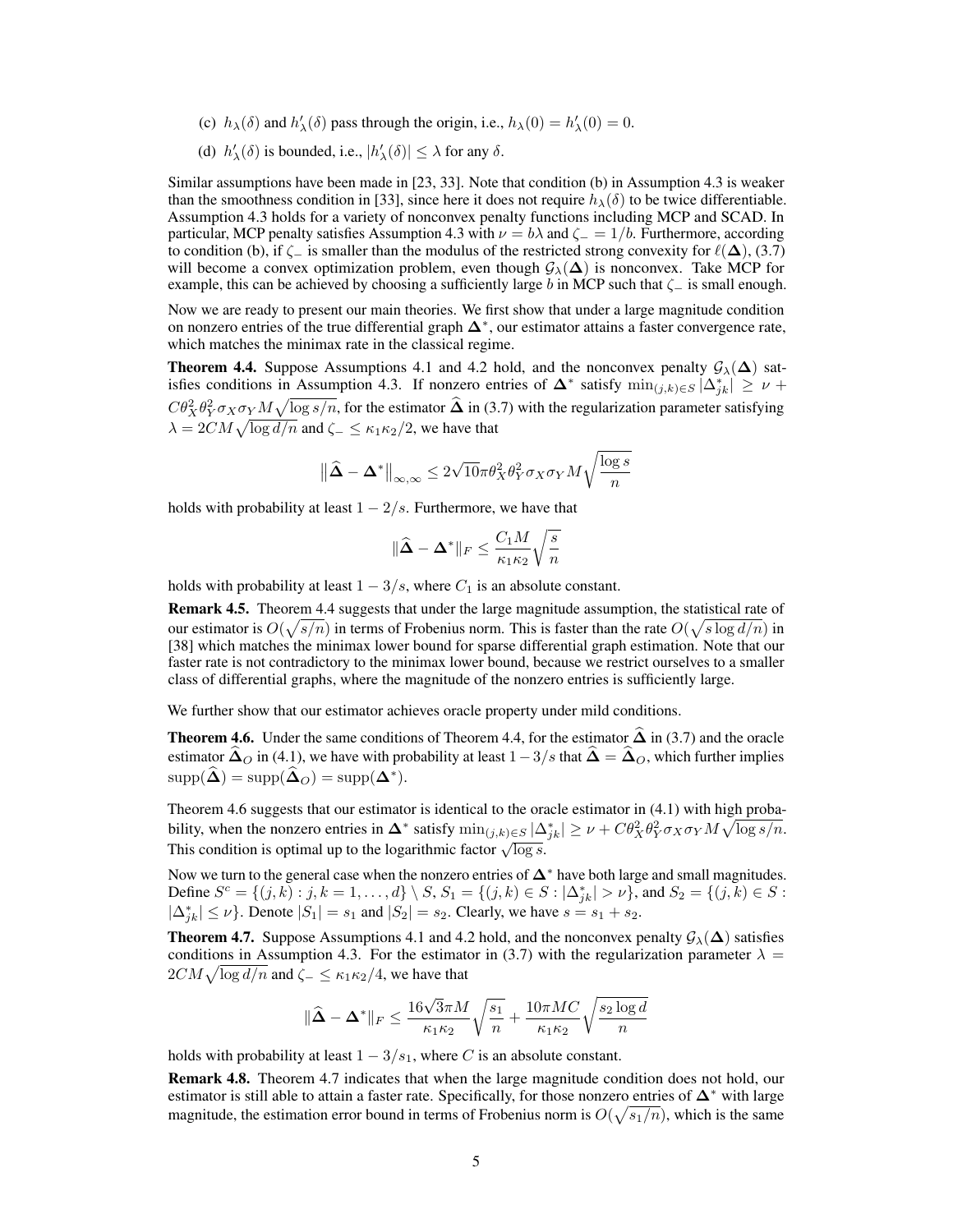(c) $h_\lambda(\delta)$ and $h'_\lambda(\delta)$ pass through the origin, i.e., $h_\lambda(0) = h'_\lambda(0) = 0$.

(d) $h'_\lambda(\delta)$ is bounded, i.e., $|h'_\lambda(\delta)| \leq \lambda$ for any $\delta$.

Similar assumptions have been made in [23, 33]. Note that condition (b) in Assumption 4.3 is weaker than the smoothness condition in [33], since here it does not require $h_\lambda(\delta)$ to be twice differentiable. Assumption 4.3 holds for a variety of nonconvex penalty functions including MCP and SCAD. In particular, MCP penalty satisfies Assumption 4.3 with $\nu = b\lambda$ and $\zeta_- = 1/b$. Furthermore, according to condition (b), if $\zeta_-$ is smaller than the modulus of the restricted strong convexity for $\ell(\boldsymbol{\Delta})$, (3.7) will become a convex optimization problem, even though $\mathcal{G}_\lambda(\boldsymbol{\Delta})$ is nonconvex. Take MCP for example, this can be achieved by choosing a sufficiently large $b$ in MCP such that $\zeta_-$ is small enough.

Now we are ready to present our main theories. We first show that under a large magnitude condition on nonzero entries of the true differential graph $\boldsymbol{\Delta}^*$, our estimator attains a faster convergence rate, which matches the minimax rate in the classical regime.

**Theorem 4.4.** Suppose Assumptions 4.1 and 4.2 hold, and the nonconvex penalty $\mathcal{G}_\lambda(\boldsymbol{\Delta})$ satisfies conditions in Assumption 4.3. If nonzero entries of $\boldsymbol{\Delta}^*$ satisfy $\min_{(j,k)\in S} |\Delta^*_{jk}| \geq \nu + C\theta_X^2\theta_Y^2\sigma_X\sigma_Y M\sqrt{\log s/n}$, for the estimator $\widehat{\boldsymbol{\Delta}}$ in (3.7) with the regularization parameter satisfying $\lambda = 2CM\sqrt{\log d/n}$ and $\zeta_- \leq \kappa_1\kappa_2/2$, we have that

$$\big\|\widehat{\boldsymbol{\Delta}} - \boldsymbol{\Delta}^*\big\|_{\infty,\infty} \leq 2\sqrt{10}\pi\theta_X^2\theta_Y^2\sigma_X\sigma_Y M\sqrt{\frac{\log s}{n}}$$

holds with probability at least $1 - 2/s$. Furthermore, we have that

$$\|\widehat{\boldsymbol{\Delta}} - \boldsymbol{\Delta}^*\|_F \leq \frac{C_1 M}{\kappa_1\kappa_2}\sqrt{\frac{s}{n}}$$

holds with probability at least $1 - 3/s$, where $C_1$ is an absolute constant.

**Remark 4.5.** Theorem 4.4 suggests that under the large magnitude assumption, the statistical rate of our estimator is $O(\sqrt{s/n})$ in terms of Frobenius norm. This is faster than the rate $O(\sqrt{s\log d/n})$ in [38] which matches the minimax lower bound for sparse differential graph estimation. Note that our faster rate is not contradictory to the minimax lower bound, because we restrict ourselves to a smaller class of differential graphs, where the magnitude of the nonzero entries is sufficiently large.

We further show that our estimator achieves oracle property under mild conditions.

**Theorem 4.6.** Under the same conditions of Theorem 4.4, for the estimator $\widehat{\boldsymbol{\Delta}}$ in (3.7) and the oracle estimator $\widehat{\boldsymbol{\Delta}}_O$ in (4.1), we have with probability at least $1 - 3/s$ that $\widehat{\boldsymbol{\Delta}} = \widehat{\boldsymbol{\Delta}}_O$, which further implies $\mathrm{supp}(\widehat{\boldsymbol{\Delta}}) = \mathrm{supp}(\widehat{\boldsymbol{\Delta}}_O) = \mathrm{supp}(\boldsymbol{\Delta}^*)$.

Theorem 4.6 suggests that our estimator is identical to the oracle estimator in (4.1) with high probability, when the nonzero entries in $\boldsymbol{\Delta}^*$ satisfy $\min_{(j,k)\in S} |\Delta^*_{jk}| \geq \nu + C\theta_X^2\theta_Y^2\sigma_X\sigma_Y M\sqrt{\log s/n}$. This condition is optimal up to the logarithmic factor $\sqrt{\log s}$.

Now we turn to the general case when the nonzero entries of $\boldsymbol{\Delta}^*$ have both large and small magnitudes. Define $S^c = \{(j,k) : j,k = 1,\ldots,d\} \setminus S$, $S_1 = \{(j,k) \in S : |\Delta^*_{jk}| > \nu\}$, and $S_2 = \{(j,k) \in S : |\Delta^*_{jk}| \leq \nu\}$. Denote $|S_1| = s_1$ and $|S_2| = s_2$. Clearly, we have $s = s_1 + s_2$.

**Theorem 4.7.** Suppose Assumptions 4.1 and 4.2 hold, and the nonconvex penalty $\mathcal{G}_\lambda(\boldsymbol{\Delta})$ satisfies conditions in Assumption 4.3. For the estimator in (3.7) with the regularization parameter $\lambda = 2CM\sqrt{\log d/n}$ and $\zeta_- \leq \kappa_1\kappa_2/4$, we have that

$$\|\widehat{\boldsymbol{\Delta}} - \boldsymbol{\Delta}^*\|_F \leq \frac{16\sqrt{3}\pi M}{\kappa_1\kappa_2}\sqrt{\frac{s_1}{n}} + \frac{10\pi MC}{\kappa_1\kappa_2}\sqrt{\frac{s_2\log d}{n}}$$

holds with probability at least $1 - 3/s_1$, where $C$ is an absolute constant.

**Remark 4.8.** Theorem 4.7 indicates that when the large magnitude condition does not hold, our estimator is still able to attain a faster rate. Specifically, for those nonzero entries of $\boldsymbol{\Delta}^*$ with large magnitude, the estimation error bound in terms of Frobenius norm is $O(\sqrt{s_1/n})$, which is the same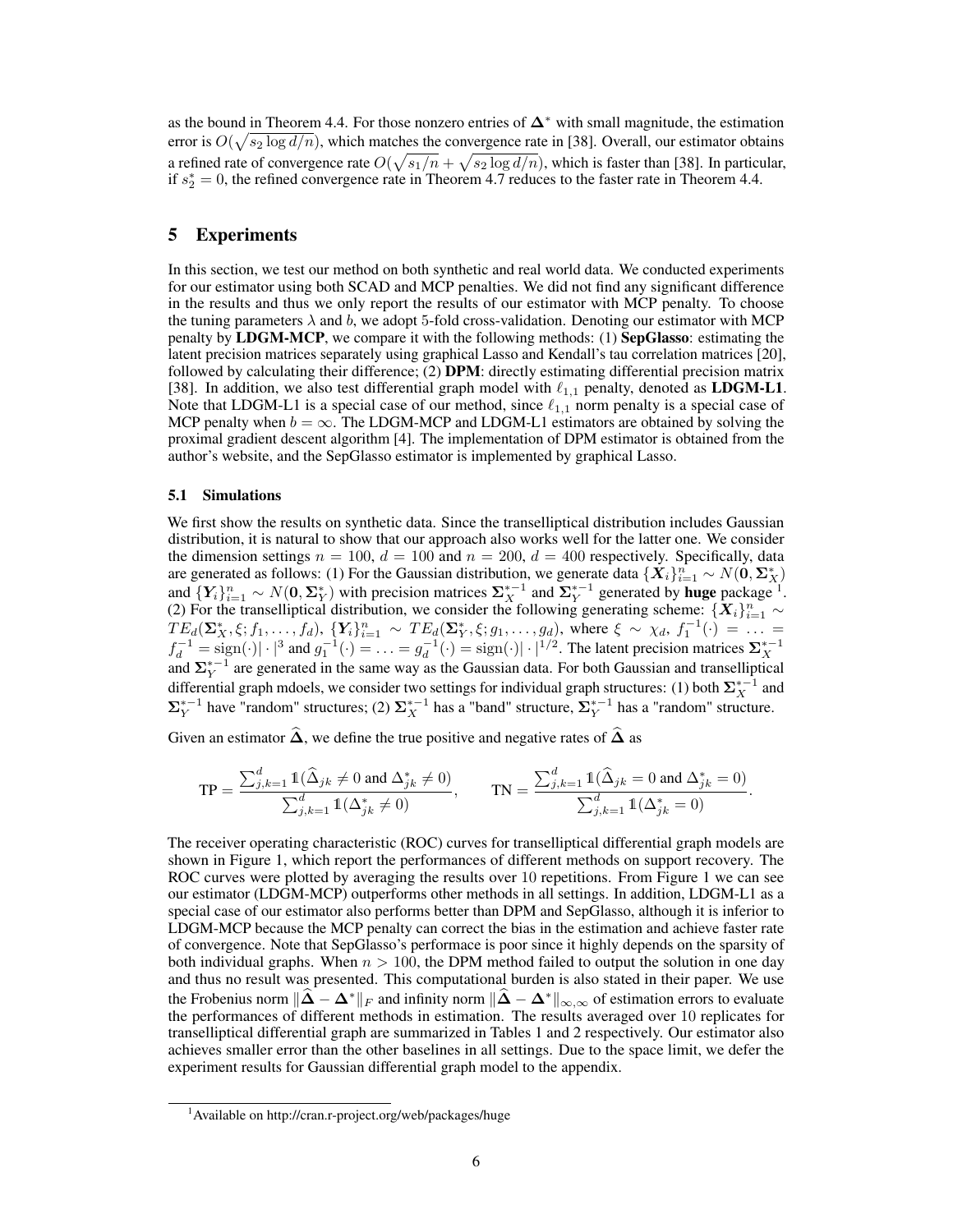as the bound in Theorem 4.4. For those nonzero entries of $\boldsymbol{\Delta}^*$ with small magnitude, the estimation error is $O(\sqrt{s_2 \log d/n})$, which matches the convergence rate in [38]. Overall, our estimator obtains a refined rate of convergence rate $O(\sqrt{s_1/n} + \sqrt{s_2 \log d/n})$, which is faster than [38]. In particular, if $s_2^* = 0$, the refined convergence rate in Theorem 4.7 reduces to the faster rate in Theorem 4.4.

## 5 Experiments

In this section, we test our method on both synthetic and real world data. We conducted experiments for our estimator using both SCAD and MCP penalties. We did not find any significant difference in the results and thus we only report the results of our estimator with MCP penalty. To choose the tuning parameters $\lambda$ and $b$, we adopt 5-fold cross-validation. Denoting our estimator with MCP penalty by **LDGM-MCP**, we compare it with the following methods: (1) **SepGlasso**: estimating the latent precision matrices separately using graphical Lasso and Kendall's tau correlation matrices [20], followed by calculating their difference; (2) **DPM**: directly estimating differential precision matrix [38]. In addition, we also test differential graph model with $\ell_{1,1}$ penalty, denoted as **LDGM-L1**. Note that LDGM-L1 is a special case of our method, since $\ell_{1,1}$ norm penalty is a special case of MCP penalty when $b = \infty$. The LDGM-MCP and LDGM-L1 estimators are obtained by solving the proximal gradient descent algorithm [4]. The implementation of DPM estimator is obtained from the author's website, and the SepGlasso estimator is implemented by graphical Lasso.

### 5.1 Simulations

We first show the results on synthetic data. Since the transelliptical distribution includes Gaussian distribution, it is natural to show that our approach also works well for the latter one. We consider the dimension settings $n = 100$, $d = 100$ and $n = 200$, $d = 400$ respectively. Specifically, data are generated as follows: (1) For the Gaussian distribution, we generate data $\{\boldsymbol{X}_i\}_{i=1}^n \sim N(\mathbf{0}, \boldsymbol{\Sigma}_X^*)$ and $\{\boldsymbol{Y}_i\}_{i=1}^n \sim N(\mathbf{0}, \boldsymbol{\Sigma}_Y^*)$ with precision matrices $\boldsymbol{\Sigma}_X^{*-1}$ and $\boldsymbol{\Sigma}_Y^{*-1}$ generated by **huge** package [1]. (2) For the transelliptical distribution, we consider the following generating scheme: $\{\boldsymbol{X}_i\}_{i=1}^n \sim TE_d(\boldsymbol{\Sigma}_X^*, \xi; f_1, \ldots, f_d)$, $\{\boldsymbol{Y}_i\}_{i=1}^n \sim TE_d(\boldsymbol{\Sigma}_Y^*, \xi; g_1, \ldots, g_d)$, where $\xi \sim \chi_d$, $f_1^{-1}(\cdot) = \ldots = f_d^{-1} = \text{sign}(\cdot)|\cdot|^3$ and $g_1^{-1}(\cdot) = \ldots = g_d^{-1}(\cdot) = \text{sign}(\cdot)|\cdot|^{1/2}$. The latent precision matrices $\boldsymbol{\Sigma}_X^{*-1}$ and $\boldsymbol{\Sigma}_Y^{*-1}$ are generated in the same way as the Gaussian data. For both Gaussian and transelliptical differential graph mdoels, we consider two settings for individual graph structures: (1) both $\boldsymbol{\Sigma}_X^{*-1}$ and $\boldsymbol{\Sigma}_Y^{*-1}$ have "random" structures; (2) $\boldsymbol{\Sigma}_X^{*-1}$ has a "band" structure, $\boldsymbol{\Sigma}_Y^{*-1}$ has a "random" structure.

Given an estimator $\widehat{\boldsymbol{\Delta}}$, we define the true positive and negative rates of $\widehat{\boldsymbol{\Delta}}$ as

$$\text{TP} = \frac{\sum_{j,k=1}^d \mathbb{1}(\widehat{\Delta}_{jk} \neq 0 \text{ and } \Delta_{jk}^* \neq 0)}{\sum_{j,k=1}^d \mathbb{1}(\Delta_{jk}^* \neq 0)}, \qquad \text{TN} = \frac{\sum_{j,k=1}^d \mathbb{1}(\widehat{\Delta}_{jk} = 0 \text{ and } \Delta_{jk}^* = 0)}{\sum_{j,k=1}^d \mathbb{1}(\Delta_{jk}^* = 0)}.$$

The receiver operating characteristic (ROC) curves for transelliptical differential graph models are shown in Figure 1, which report the performances of different methods on support recovery. The ROC curves were plotted by averaging the results over 10 repetitions. From Figure 1 we can see our estimator (LDGM-MCP) outperforms other methods in all settings. In addition, LDGM-L1 as a special case of our estimator also performs better than DPM and SepGlasso, although it is inferior to LDGM-MCP because the MCP penalty can correct the bias in the estimation and achieve faster rate of convergence. Note that SepGlasso's performace is poor since it highly depends on the sparsity of both individual graphs. When $n > 100$, the DPM method failed to output the solution in one day and thus no result was presented. This computational burden is also stated in their paper. We use the Frobenius norm $\|\widehat{\boldsymbol{\Delta}} - \boldsymbol{\Delta}^*\|_F$ and infinity norm $\|\widehat{\boldsymbol{\Delta}} - \boldsymbol{\Delta}^*\|_{\infty,\infty}$ of estimation errors to evaluate the performances of different methods in estimation. The results averaged over 10 replicates for transelliptical differential graph are summarized in Tables 1 and 2 respectively. Our estimator also achieves smaller error than the other baselines in all settings. Due to the space limit, we defer the experiment results for Gaussian differential graph model to the appendix.

[1] Available on http://cran.r-project.org/web/packages/huge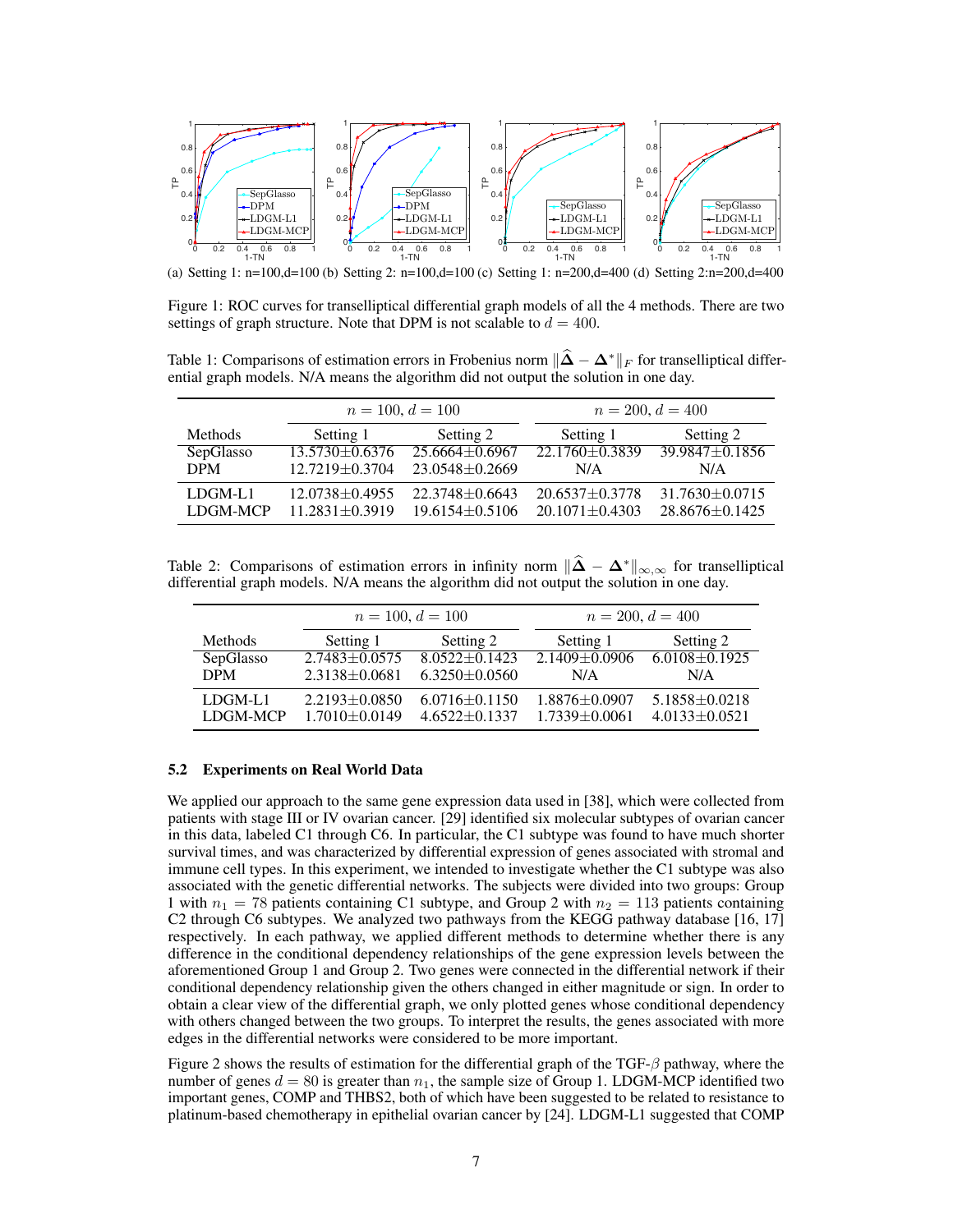TP

1-TN

SepGlasso
DPM
LDGM-L1
LDGM-MCP

(a) Setting 1: n=100,d=100 (b) Setting 2: n=100,d=100 (c) Setting 1: n=200,d=400 (d) Setting 2:n=200,d=400

Figure 1: ROC curves for transelliptical differential graph models of all the 4 methods. There are two settings of graph structure. Note that DPM is not scalable to $d = 400$.

Table 1: Comparisons of estimation errors in Frobenius norm $\|\widehat{\boldsymbol{\Delta}} - \boldsymbol{\Delta}^*\|_F$ for transelliptical differential graph models. N/A means the algorithm did not output the solution in one day.

| | $n = 100$, $d = 100$ | | $n = 200$, $d = 400$ | |
|---|---|---|---|---|
| Methods | Setting 1 | Setting 2 | Setting 1 | Setting 2 |
| SepGlasso | 13.5730±0.6376 | 25.6664±0.6967 | 22.1760±0.3839 | 39.9847±0.1856 |
| DPM | 12.7219±0.3704 | 23.0548±0.2669 | N/A | N/A |
| LDGM-L1 | 12.0738±0.4955 | 22.3748±0.6643 | 20.6537±0.3778 | 31.7630±0.0715 |
| LDGM-MCP | 11.2831±0.3919 | 19.6154±0.5106 | 20.1071±0.4303 | 28.8676±0.1425 |

Table 2: Comparisons of estimation errors in infinity norm $\|\widehat{\boldsymbol{\Delta}} - \boldsymbol{\Delta}^*\|_{\infty,\infty}$ for transelliptical differential graph models. N/A means the algorithm did not output the solution in one day.

| | $n = 100$, $d = 100$ | | $n = 200$, $d = 400$ | |
|---|---|---|---|---|
| Methods | Setting 1 | Setting 2 | Setting 1 | Setting 2 |
| SepGlasso | 2.7483±0.0575 | 8.0522±0.1423 | 2.1409±0.0906 | 6.0108±0.1925 |
| DPM | 2.3138±0.0681 | 6.3250±0.0560 | N/A | N/A |
| LDGM-L1 | 2.2193±0.0850 | 6.0716±0.1150 | 1.8876±0.0907 | 5.1858±0.0218 |
| LDGM-MCP | 1.7010±0.0149 | 4.6522±0.1337 | 1.7339±0.0061 | 4.0133±0.0521 |

### 5.2 Experiments on Real World Data

We applied our approach to the same gene expression data used in [38], which were collected from patients with stage III or IV ovarian cancer. [29] identified six molecular subtypes of ovarian cancer in this data, labeled C1 through C6. In particular, the C1 subtype was found to have much shorter survival times, and was characterized by differential expression of genes associated with stromal and immune cell types. In this experiment, we intended to investigate whether the C1 subtype was also associated with the genetic differential networks. The subjects were divided into two groups: Group 1 with $n_1 = 78$ patients containing C1 subtype, and Group 2 with $n_2 = 113$ patients containing C2 through C6 subtypes. We analyzed two pathways from the KEGG pathway database [16, 17] respectively. In each pathway, we applied different methods to determine whether there is any difference in the conditional dependency relationships of the gene expression levels between the aforementioned Group 1 and Group 2. Two genes were connected in the differential network if their conditional dependency relationship given the others changed in either magnitude or sign. In order to obtain a clear view of the differential graph, we only plotted genes whose conditional dependency with others changed between the two groups. To interpret the results, the genes associated with more edges in the differential networks were considered to be more important.

Figure 2 shows the results of estimation for the differential graph of the TGF-$\beta$ pathway, where the number of genes $d = 80$ is greater than $n_1$, the sample size of Group 1. LDGM-MCP identified two important genes, COMP and THBS2, both of which have been suggested to be related to resistance to platinum-based chemotherapy in epithelial ovarian cancer by [24]. LDGM-L1 suggested that COMP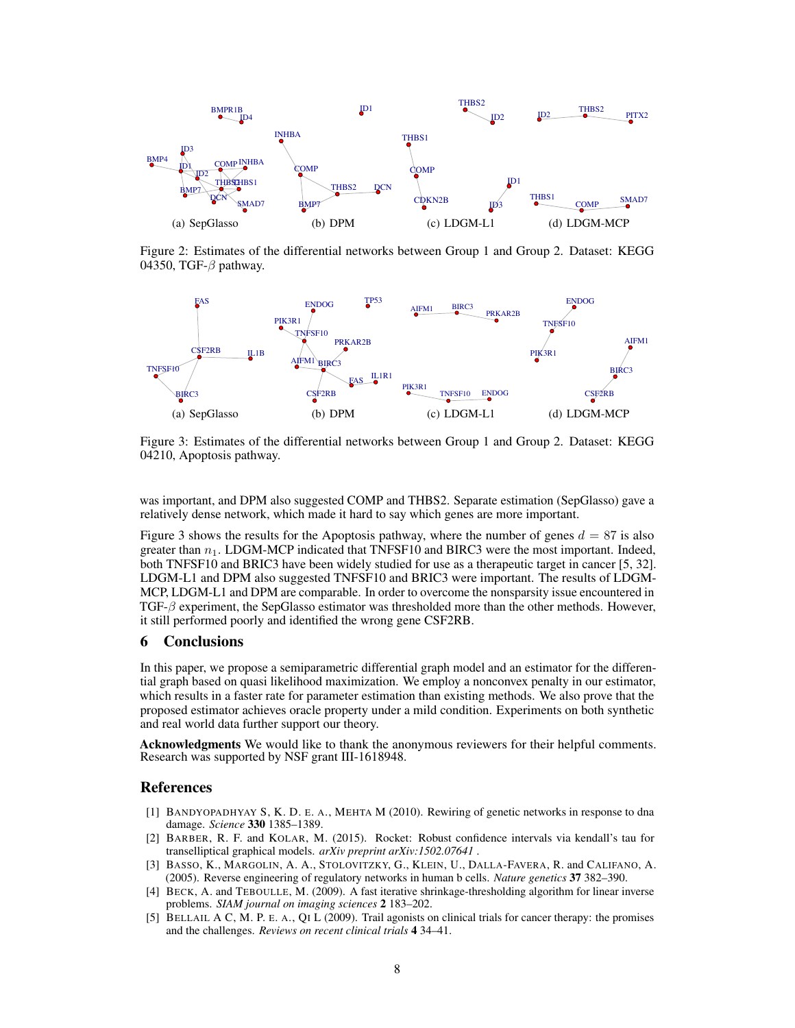BMPR1B
ID4
ID3
BMP4
ID1
COMP
INHBA
ID2
BMP7
THBS2
THBS1
DCN
SMAD7

(a) SepGlasso

ID1
INHBA
COMP
THBS2
DCN
BMP7

(b) DPM

THBS2
ID2
THBS1
COMP
CDKN2B
ID1
ID3

(c) LDGM-L1

ID2
THBS2
PITX2
THBS1
COMP
SMAD7

(d) LDGM-MCP

Figure 2: Estimates of the differential networks between Group 1 and Group 2. Dataset: KEGG 04350, TGF-$\beta$ pathway.

FAS
CSF2RB
IL1B
TNFSF10
BIRC3

(a) SepGlasso

ENDOG
TP53
PIK3R1
TNFSF10
PRKAR2B
AIFM1
BIRC3
IL1R1
FAS
CSF2RB

(b) DPM

AIFM1
BIRC3
PRKAR2B
PIK3R1
TNFSF10
ENDOG

(c) LDGM-L1

ENDOG
TNFSF10
PIK3R1
AIFM1
BIRC3
CSF2RB

(d) LDGM-MCP

Figure 3: Estimates of the differential networks between Group 1 and Group 2. Dataset: KEGG 04210, Apoptosis pathway.

was important, and DPM also suggested COMP and THBS2. Separate estimation (SepGlasso) gave a relatively dense network, which made it hard to say which genes are more important.

Figure 3 shows the results for the Apoptosis pathway, where the number of genes $d = 87$ is also greater than $n_1$. LDGM-MCP indicated that TNFSF10 and BIRC3 were the most important. Indeed, both TNFSF10 and BRIC3 have been widely studied for use as a therapeutic target in cancer [5, 32]. LDGM-L1 and DPM also suggested TNFSF10 and BRIC3 were important. The results of LDGM-MCP, LDGM-L1 and DPM are comparable. In order to overcome the nonsparsity issue encountered in TGF-$\beta$ experiment, the SepGlasso estimator was thresholded more than the other methods. However, it still performed poorly and identified the wrong gene CSF2RB.

## 6 Conclusions

In this paper, we propose a semiparametric differential graph model and an estimator for the differential graph based on quasi likelihood maximization. We employ a nonconvex penalty in our estimator, which results in a faster rate for parameter estimation than existing methods. We also prove that the proposed estimator achieves oracle property under a mild condition. Experiments on both synthetic and real world data further support our theory.

**Acknowledgments** We would like to thank the anonymous reviewers for their helpful comments. Research was supported by NSF grant III-1618948.

## References

[1] Bandyopadhyay S, K. D. e. a., Mehta M (2010). Rewiring of genetic networks in response to dna damage. *Science* **330** 1385–1389.

[2] Barber, R. F. and Kolar, M. (2015). Rocket: Robust confidence intervals via kendall's tau for transelliptical graphical models. *arXiv preprint arXiv:1502.07641* .

[3] Basso, K., Margolin, A. A., Stolovitzky, G., Klein, U., Dalla-Favera, R. and Califano, A. (2005). Reverse engineering of regulatory networks in human b cells. *Nature genetics* **37** 382–390.

[4] Beck, A. and Teboulle, M. (2009). A fast iterative shrinkage-thresholding algorithm for linear inverse problems. *SIAM journal on imaging sciences* **2** 183–202.

[5] Bellail A C, M. P. e. a., Qi L (2009). Trail agonists on clinical trials for cancer therapy: the promises and the challenges. *Reviews on recent clinical trials* **4** 34–41.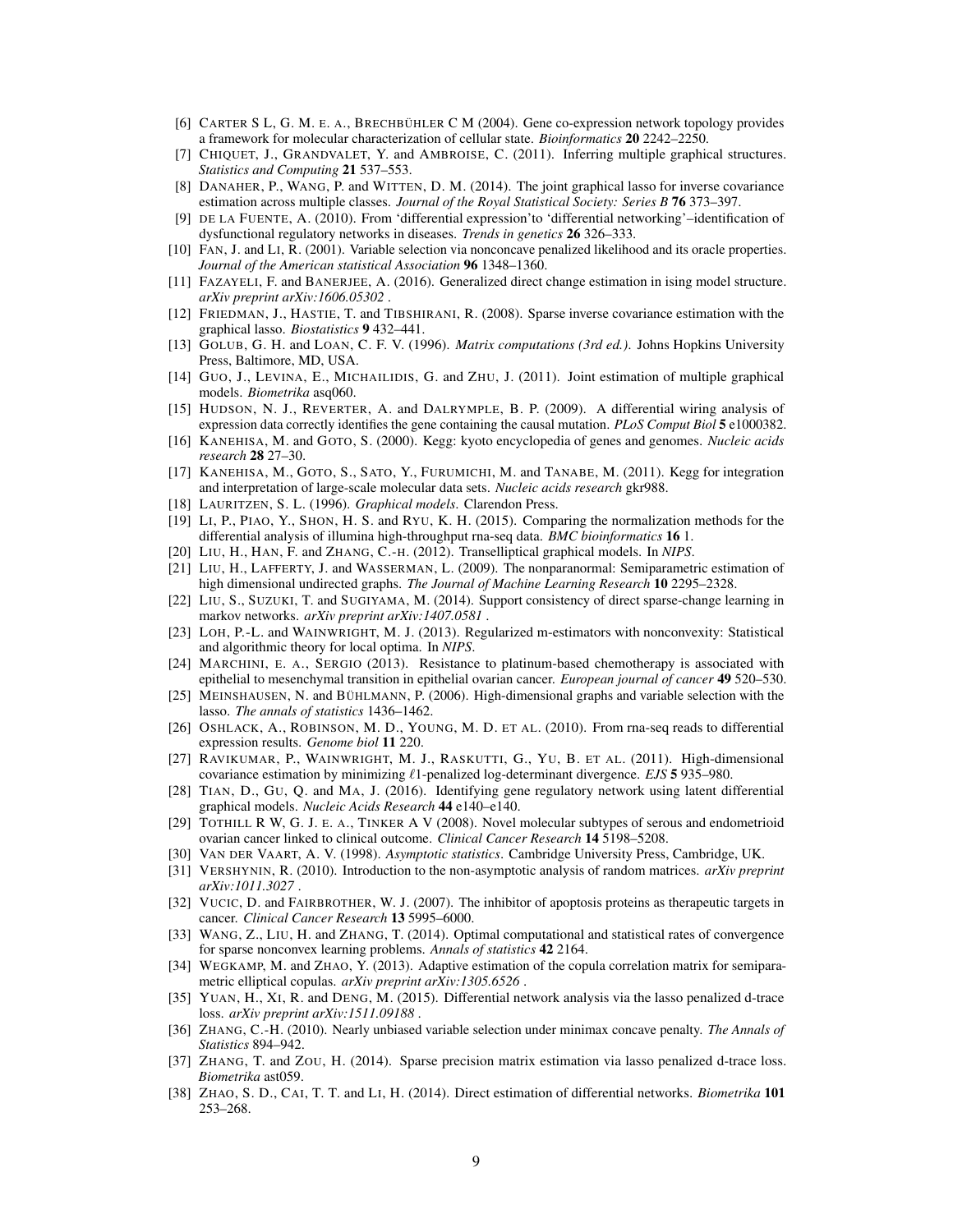[6] CARTER S L, G. M. E. A., BRECHBÜHLER C M (2004). Gene co-expression network topology provides a framework for molecular characterization of cellular state. *Bioinformatics* **20** 2242–2250.

[7] CHIQUET, J., GRANDVALET, Y. and AMBROISE, C. (2011). Inferring multiple graphical structures. *Statistics and Computing* **21** 537–553.

[8] DANAHER, P., WANG, P. and WITTEN, D. M. (2014). The joint graphical lasso for inverse covariance estimation across multiple classes. *Journal of the Royal Statistical Society: Series B* **76** 373–397.

[9] DE LA FUENTE, A. (2010). From 'differential expression'to 'differential networking'–identification of dysfunctional regulatory networks in diseases. *Trends in genetics* **26** 326–333.

[10] FAN, J. and LI, R. (2001). Variable selection via nonconcave penalized likelihood and its oracle properties. *Journal of the American statistical Association* **96** 1348–1360.

[11] FAZAYELI, F. and BANERJEE, A. (2016). Generalized direct change estimation in ising model structure. *arXiv preprint arXiv:1606.05302* .

[12] FRIEDMAN, J., HASTIE, T. and TIBSHIRANI, R. (2008). Sparse inverse covariance estimation with the graphical lasso. *Biostatistics* **9** 432–441.

[13] GOLUB, G. H. and LOAN, C. F. V. (1996). *Matrix computations (3rd ed.)*. Johns Hopkins University Press, Baltimore, MD, USA.

[14] GUO, J., LEVINA, E., MICHAILIDIS, G. and ZHU, J. (2011). Joint estimation of multiple graphical models. *Biometrika* asq060.

[15] HUDSON, N. J., REVERTER, A. and DALRYMPLE, B. P. (2009). A differential wiring analysis of expression data correctly identifies the gene containing the causal mutation. *PLoS Comput Biol* **5** e1000382.

[16] KANEHISA, M. and GOTO, S. (2000). Kegg: kyoto encyclopedia of genes and genomes. *Nucleic acids research* **28** 27–30.

[17] KANEHISA, M., GOTO, S., SATO, Y., FURUMICHI, M. and TANABE, M. (2011). Kegg for integration and interpretation of large-scale molecular data sets. *Nucleic acids research* gkr988.

[18] LAURITZEN, S. L. (1996). *Graphical models*. Clarendon Press.

[19] LI, P., PIAO, Y., SHON, H. S. and RYU, K. H. (2015). Comparing the normalization methods for the differential analysis of illumina high-throughput rna-seq data. *BMC bioinformatics* **16** 1.

[20] LIU, H., HAN, F. and ZHANG, C.-H. (2012). Transelliptical graphical models. In *NIPS*.

[21] LIU, H., LAFFERTY, J. and WASSERMAN, L. (2009). The nonparanormal: Semiparametric estimation of high dimensional undirected graphs. *The Journal of Machine Learning Research* **10** 2295–2328.

[22] LIU, S., SUZUKI, T. and SUGIYAMA, M. (2014). Support consistency of direct sparse-change learning in markov networks. *arXiv preprint arXiv:1407.0581* .

[23] LOH, P.-L. and WAINWRIGHT, M. J. (2013). Regularized m-estimators with nonconvexity: Statistical and algorithmic theory for local optima. In *NIPS*.

[24] MARCHINI, E. A., SERGIO (2013). Resistance to platinum-based chemotherapy is associated with epithelial to mesenchymal transition in epithelial ovarian cancer. *European journal of cancer* **49** 520–530.

[25] MEINSHAUSEN, N. and BÜHLMANN, P. (2006). High-dimensional graphs and variable selection with the lasso. *The annals of statistics* 1436–1462.

[26] OSHLACK, A., ROBINSON, M. D., YOUNG, M. D. ET AL. (2010). From rna-seq reads to differential expression results. *Genome biol* **11** 220.

[27] RAVIKUMAR, P., WAINWRIGHT, M. J., RASKUTTI, G., YU, B. ET AL. (2011). High-dimensional covariance estimation by minimizing $\ell$1-penalized log-determinant divergence. *EJS* **5** 935–980.

[28] TIAN, D., GU, Q. and MA, J. (2016). Identifying gene regulatory network using latent differential graphical models. *Nucleic Acids Research* **44** e140–e140.

[29] TOTHILL R W, G. J. E. A., TINKER A V (2008). Novel molecular subtypes of serous and endometrioid ovarian cancer linked to clinical outcome. *Clinical Cancer Research* **14** 5198–5208.

[30] VAN DER VAART, A. V. (1998). *Asymptotic statistics*. Cambridge University Press, Cambridge, UK.

[31] VERSHYNIN, R. (2010). Introduction to the non-asymptotic analysis of random matrices. *arXiv preprint arXiv:1011.3027* .

[32] VUCIC, D. and FAIRBROTHER, W. J. (2007). The inhibitor of apoptosis proteins as therapeutic targets in cancer. *Clinical Cancer Research* **13** 5995–6000.

[33] WANG, Z., LIU, H. and ZHANG, T. (2014). Optimal computational and statistical rates of convergence for sparse nonconvex learning problems. *Annals of statistics* **42** 2164.

[34] WEGKAMP, M. and ZHAO, Y. (2013). Adaptive estimation of the copula correlation matrix for semiparametric elliptical copulas. *arXiv preprint arXiv:1305.6526* .

[35] YUAN, H., XI, R. and DENG, M. (2015). Differential network analysis via the lasso penalized d-trace loss. *arXiv preprint arXiv:1511.09188* .

[36] ZHANG, C.-H. (2010). Nearly unbiased variable selection under minimax concave penalty. *The Annals of Statistics* 894–942.

[37] ZHANG, T. and ZOU, H. (2014). Sparse precision matrix estimation via lasso penalized d-trace loss. *Biometrika* ast059.

[38] ZHAO, S. D., CAI, T. T. and LI, H. (2014). Direct estimation of differential networks. *Biometrika* **101** 253–268.